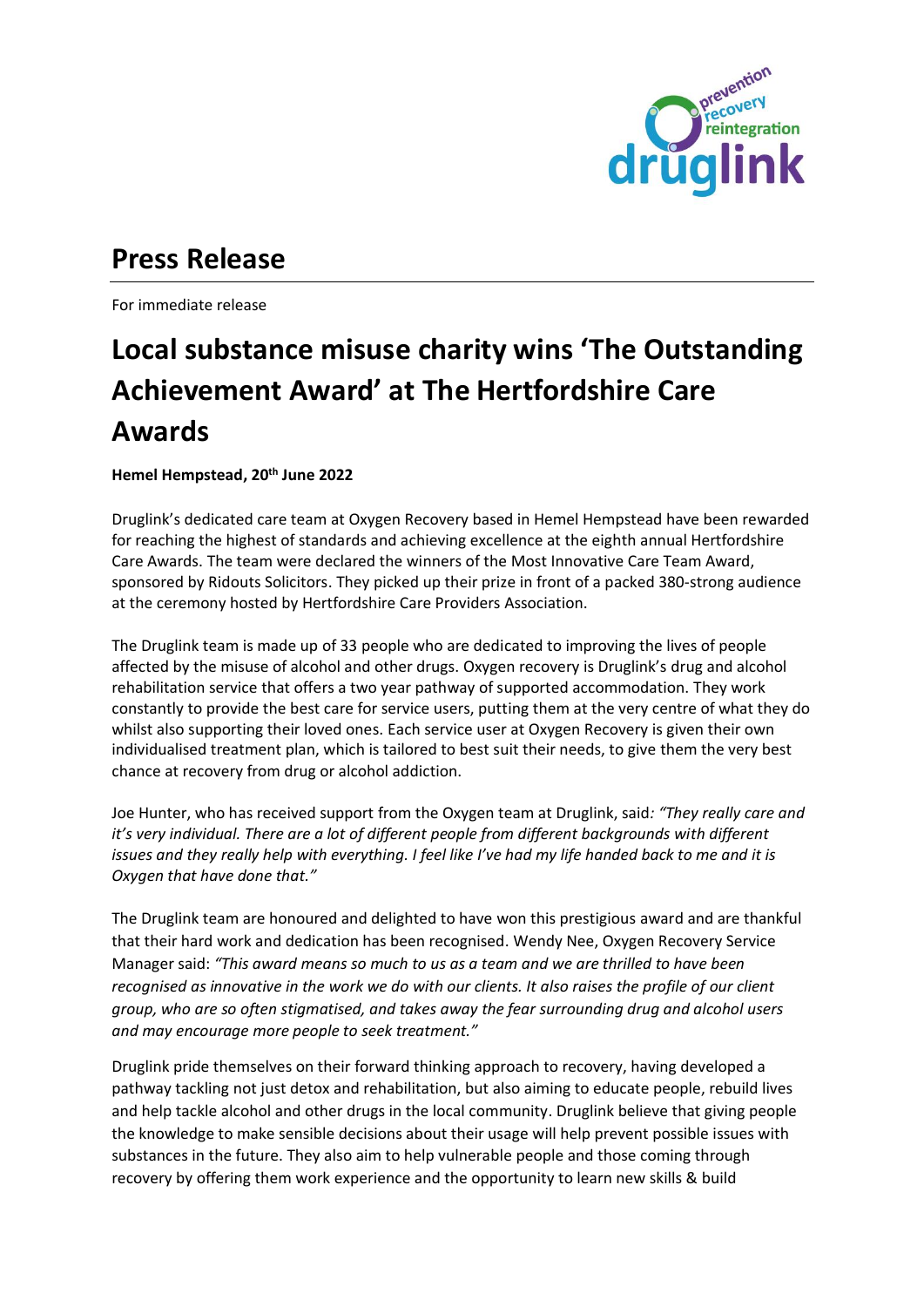prevention recovery reintegration
druglink

## Press Release

For immediate release

# Local substance misuse charity wins 'The Outstanding Achievement Award' at The Hertfordshire Care Awards

**Hemel Hempstead, 20th June 2022**

Druglink's dedicated care team at Oxygen Recovery based in Hemel Hempstead have been rewarded for reaching the highest of standards and achieving excellence at the eighth annual Hertfordshire Care Awards. The team were declared the winners of the Most Innovative Care Team Award, sponsored by Ridouts Solicitors. They picked up their prize in front of a packed 380-strong audience at the ceremony hosted by Hertfordshire Care Providers Association.

The Druglink team is made up of 33 people who are dedicated to improving the lives of people affected by the misuse of alcohol and other drugs. Oxygen recovery is Druglink's drug and alcohol rehabilitation service that offers a two year pathway of supported accommodation. They work constantly to provide the best care for service users, putting them at the very centre of what they do whilst also supporting their loved ones. Each service user at Oxygen Recovery is given their own individualised treatment plan, which is tailored to best suit their needs, to give them the very best chance at recovery from drug or alcohol addiction.

Joe Hunter, who has received support from the Oxygen team at Druglink, said*: "They really care and it's very individual. There are a lot of different people from different backgrounds with different issues and they really help with everything. I feel like I've had my life handed back to me and it is Oxygen that have done that."*

The Druglink team are honoured and delighted to have won this prestigious award and are thankful that their hard work and dedication has been recognised. Wendy Nee, Oxygen Recovery Service Manager said: *"This award means so much to us as a team and we are thrilled to have been recognised as innovative in the work we do with our clients. It also raises the profile of our client group, who are so often stigmatised, and takes away the fear surrounding drug and alcohol users and may encourage more people to seek treatment."*

Druglink pride themselves on their forward thinking approach to recovery, having developed a pathway tackling not just detox and rehabilitation, but also aiming to educate people, rebuild lives and help tackle alcohol and other drugs in the local community. Druglink believe that giving people the knowledge to make sensible decisions about their usage will help prevent possible issues with substances in the future. They also aim to help vulnerable people and those coming through recovery by offering them work experience and the opportunity to learn new skills & build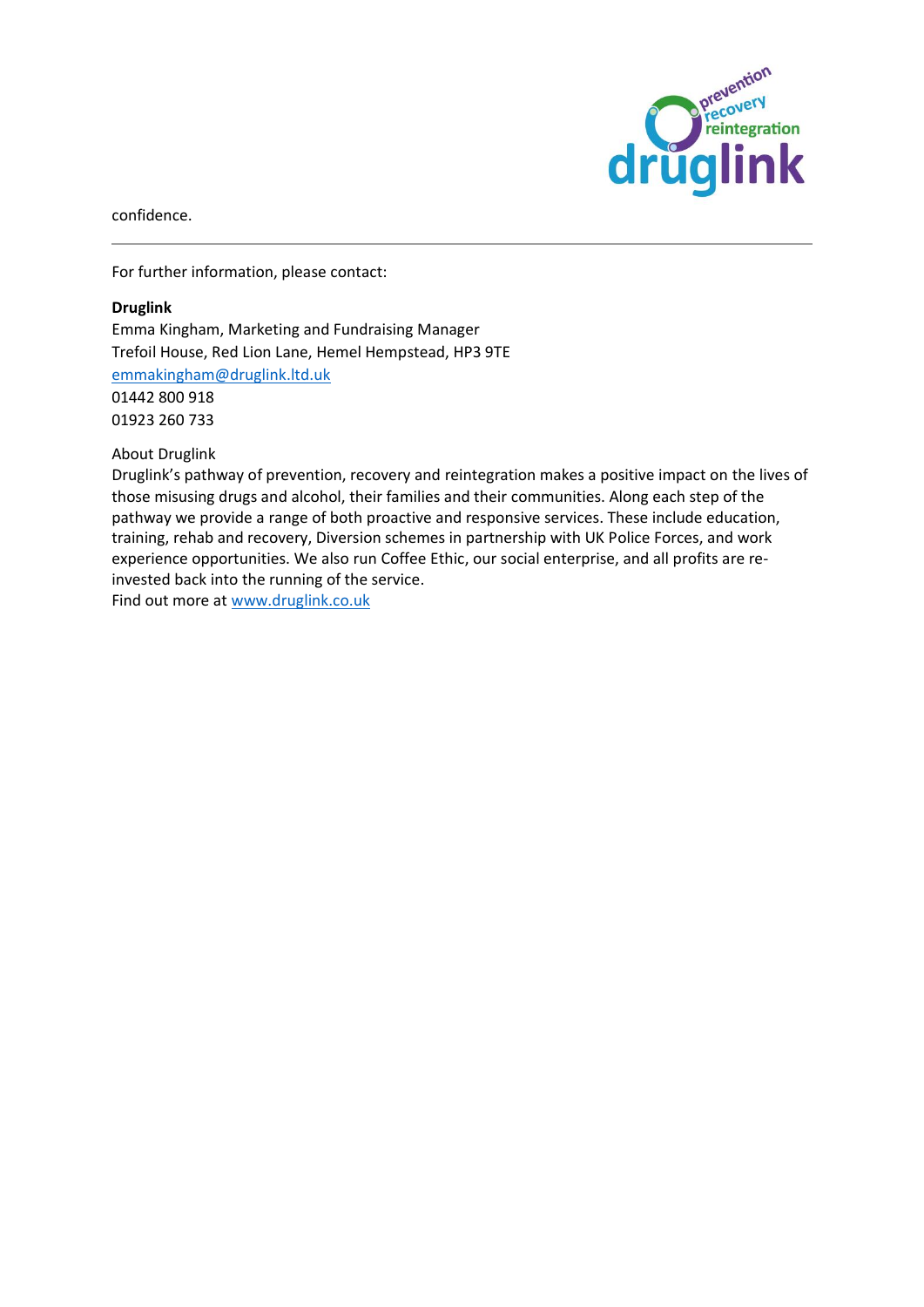confidence.

---

For further information, please contact:

**Druglink**
Emma Kingham, Marketing and Fundraising Manager
Trefoil House, Red Lion Lane, Hemel Hempstead, HP3 9TE
emmakingham@druglink.ltd.uk
01442 800 918
01923 260 733

About Druglink
Druglink's pathway of prevention, recovery and reintegration makes a positive impact on the lives of those misusing drugs and alcohol, their families and their communities. Along each step of the pathway we provide a range of both proactive and responsive services. These include education, training, rehab and recovery, Diversion schemes in partnership with UK Police Forces, and work experience opportunities. We also run Coffee Ethic, our social enterprise, and all profits are re-invested back into the running of the service.
Find out more at www.druglink.co.uk